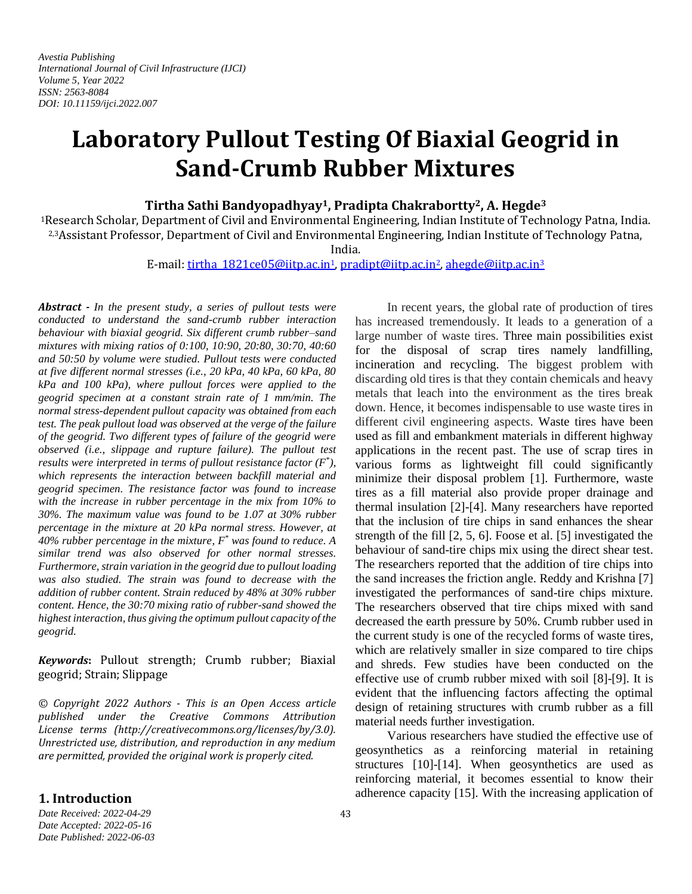Avestia Publishing
International Journal of Civil Infrastructure (IJCI)
Volume 5, Year 2022
ISSN: 2563-8084
DOI: 10.11159/ijci.2022.007

# Laboratory Pullout Testing Of Biaxial Geogrid in Sand-Crumb Rubber Mixtures

**Tirtha Sathi Bandyopadhyay[1], Pradipta Chakrabortty[2], A. Hegde[3]**

[1]Research Scholar, Department of Civil and Environmental Engineering, Indian Institute of Technology Patna, India.
[2,3]Assistant Professor, Department of Civil and Environmental Engineering, Indian Institute of Technology Patna, India.
E-mail: tirtha_1821ce05@iitp.ac.in[1], pradipt@iitp.ac.in[2], ahegde@iitp.ac.in[3]

***Abstract*** *- In the present study, a series of pullout tests were conducted to understand the sand-crumb rubber interaction behaviour with biaxial geogrid. Six different crumb rubber–sand mixtures with mixing ratios of 0:100, 10:90, 20:80, 30:70, 40:60 and 50:50 by volume were studied. Pullout tests were conducted at five different normal stresses (i.e., 20 kPa, 40 kPa, 60 kPa, 80 kPa and 100 kPa), where pullout forces were applied to the geogrid specimen at a constant strain rate of 1 mm/min. The normal stress-dependent pullout capacity was obtained from each test. The peak pullout load was observed at the verge of the failure of the geogrid. Two different types of failure of the geogrid were observed (i.e., slippage and rupture failure). The pullout test results were interpreted in terms of pullout resistance factor ($F^*$), which represents the interaction between backfill material and geogrid specimen. The resistance factor was found to increase with the increase in rubber percentage in the mix from 10% to 30%. The maximum value was found to be 1.07 at 30% rubber percentage in the mixture at 20 kPa normal stress. However, at 40% rubber percentage in the mixture, $F^*$ was found to reduce. A similar trend was also observed for other normal stresses. Furthermore, strain variation in the geogrid due to pullout loading was also studied. The strain was found to decrease with the addition of rubber content. Strain reduced by 48% at 30% rubber content. Hence, the 30:70 mixing ratio of rubber-sand showed the highest interaction, thus giving the optimum pullout capacity of the geogrid.*

***Keywords*****:** Pullout strength; Crumb rubber; Biaxial geogrid; Strain; Slippage

*© Copyright 2022 Authors - This is an Open Access article published under the Creative Commons Attribution License terms (http://creativecommons.org/licenses/by/3.0). Unrestricted use, distribution, and reproduction in any medium are permitted, provided the original work is properly cited.*

## 1. Introduction

*Date Received: 2022-04-29*
*Date Accepted: 2022-05-16*
*Date Published: 2022-06-03*

In recent years, the global rate of production of tires has increased tremendously. It leads to a generation of a large number of waste tires. Three main possibilities exist for the disposal of scrap tires namely landfilling, incineration and recycling. The biggest problem with discarding old tires is that they contain chemicals and heavy metals that leach into the environment as the tires break down. Hence, it becomes indispensable to use waste tires in different civil engineering aspects. Waste tires have been used as fill and embankment materials in different highway applications in the recent past. The use of scrap tires in various forms as lightweight fill could significantly minimize their disposal problem [1]. Furthermore, waste tires as a fill material also provide proper drainage and thermal insulation [2]-[4]. Many researchers have reported that the inclusion of tire chips in sand enhances the shear strength of the fill [2, 5, 6]. Foose et al. [5] investigated the behaviour of sand-tire chips mix using the direct shear test. The researchers reported that the addition of tire chips into the sand increases the friction angle. Reddy and Krishna [7] investigated the performances of sand-tire chips mixture. The researchers observed that tire chips mixed with sand decreased the earth pressure by 50%. Crumb rubber used in the current study is one of the recycled forms of waste tires, which are relatively smaller in size compared to tire chips and shreds. Few studies have been conducted on the effective use of crumb rubber mixed with soil [8]-[9]. It is evident that the influencing factors affecting the optimal design of retaining structures with crumb rubber as a fill material needs further investigation.

Various researchers have studied the effective use of geosynthetics as a reinforcing material in retaining structures [10]-[14]. When geosynthetics are used as reinforcing material, it becomes essential to know their adherence capacity [15]. With the increasing application of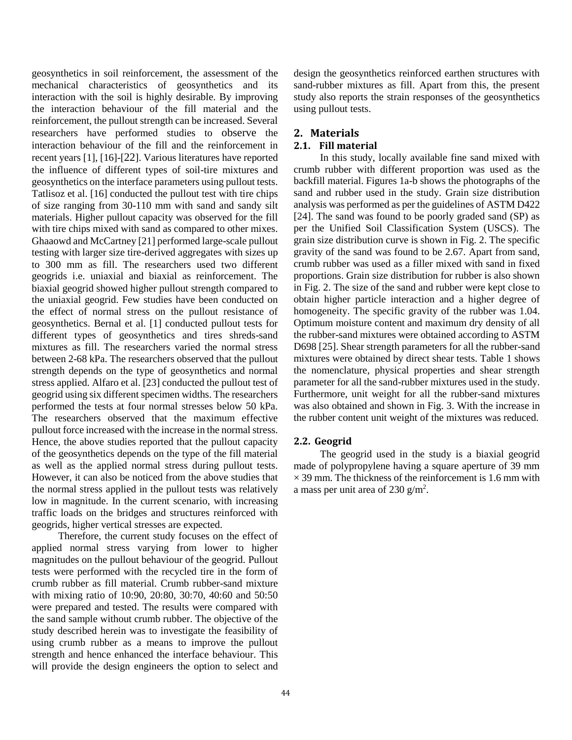geosynthetics in soil reinforcement, the assessment of the mechanical characteristics of geosynthetics and its interaction with the soil is highly desirable. By improving the interaction behaviour of the fill material and the reinforcement, the pullout strength can be increased. Several researchers have performed studies to observe the interaction behaviour of the fill and the reinforcement in recent years [1], [16]-[22]. Various literatures have reported the influence of different types of soil-tire mixtures and geosynthetics on the interface parameters using pullout tests. Tatlisoz et al. [16] conducted the pullout test with tire chips of size ranging from 30-110 mm with sand and sandy silt materials. Higher pullout capacity was observed for the fill with tire chips mixed with sand as compared to other mixes. Ghaaowd and McCartney [21] performed large-scale pullout testing with larger size tire-derived aggregates with sizes up to 300 mm as fill. The researchers used two different geogrids i.e. uniaxial and biaxial as reinforcement. The biaxial geogrid showed higher pullout strength compared to the uniaxial geogrid. Few studies have been conducted on the effect of normal stress on the pullout resistance of geosynthetics. Bernal et al. [1] conducted pullout tests for different types of geosynthetics and tires shreds-sand mixtures as fill. The researchers varied the normal stress between 2-68 kPa. The researchers observed that the pullout strength depends on the type of geosynthetics and normal stress applied. Alfaro et al. [23] conducted the pullout test of geogrid using six different specimen widths. The researchers performed the tests at four normal stresses below 50 kPa. The researchers observed that the maximum effective pullout force increased with the increase in the normal stress. Hence, the above studies reported that the pullout capacity of the geosynthetics depends on the type of the fill material as well as the applied normal stress during pullout tests. However, it can also be noticed from the above studies that the normal stress applied in the pullout tests was relatively low in magnitude. In the current scenario, with increasing traffic loads on the bridges and structures reinforced with geogrids, higher vertical stresses are expected.

Therefore, the current study focuses on the effect of applied normal stress varying from lower to higher magnitudes on the pullout behaviour of the geogrid. Pullout tests were performed with the recycled tire in the form of crumb rubber as fill material. Crumb rubber-sand mixture with mixing ratio of 10:90, 20:80, 30:70, 40:60 and 50:50 were prepared and tested. The results were compared with the sand sample without crumb rubber. The objective of the study described herein was to investigate the feasibility of using crumb rubber as a means to improve the pullout strength and hence enhanced the interface behaviour. This will provide the design engineers the option to select and design the geosynthetics reinforced earthen structures with sand-rubber mixtures as fill. Apart from this, the present study also reports the strain responses of the geosynthetics using pullout tests.

## 2. Materials

### 2.1. Fill material

In this study, locally available fine sand mixed with crumb rubber with different proportion was used as the backfill material. Figures 1a-b shows the photographs of the sand and rubber used in the study. Grain size distribution analysis was performed as per the guidelines of ASTM D422 [24]. The sand was found to be poorly graded sand (SP) as per the Unified Soil Classification System (USCS). The grain size distribution curve is shown in Fig. 2. The specific gravity of the sand was found to be 2.67. Apart from sand, crumb rubber was used as a filler mixed with sand in fixed proportions. Grain size distribution for rubber is also shown in Fig. 2. The size of the sand and rubber were kept close to obtain higher particle interaction and a higher degree of homogeneity. The specific gravity of the rubber was 1.04. Optimum moisture content and maximum dry density of all the rubber-sand mixtures were obtained according to ASTM D698 [25]. Shear strength parameters for all the rubber-sand mixtures were obtained by direct shear tests. Table 1 shows the nomenclature, physical properties and shear strength parameter for all the sand-rubber mixtures used in the study. Furthermore, unit weight for all the rubber-sand mixtures was also obtained and shown in Fig. 3. With the increase in the rubber content unit weight of the mixtures was reduced.

### 2.2. Geogrid

The geogrid used in the study is a biaxial geogrid made of polypropylene having a square aperture of 39 mm × 39 mm. The thickness of the reinforcement is 1.6 mm with a mass per unit area of 230 g/m$^2$.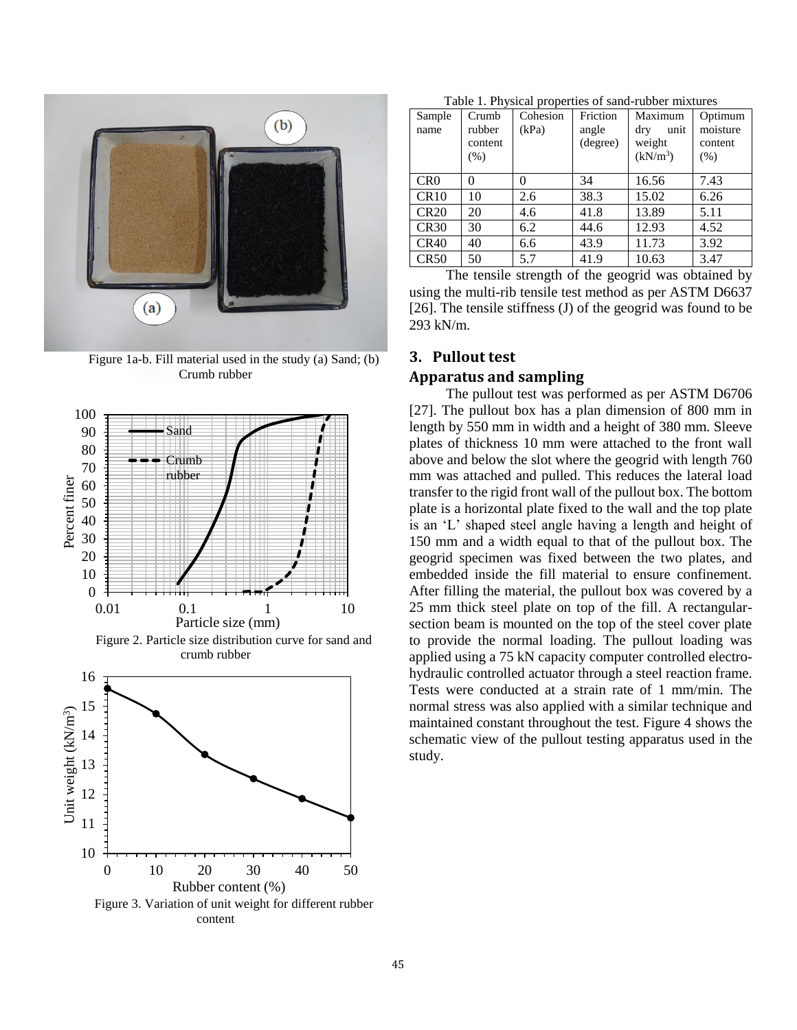Figure 1a-b. Fill material used in the study (a) Sand; (b) Crumb rubber

Figure 2. Particle size distribution curve for sand and crumb rubber

Figure 3. Variation of unit weight for different rubber content

Table 1. Physical properties of sand-rubber mixtures

| Sample name | Crumb rubber content (%) | Cohesion (kPa) | Friction angle (degree) | Maximum dry unit weight (kN/m$^3$) | Optimum moisture content (%) |
|---|---|---|---|---|---|
| CR0 | 0 | 0 | 34 | 16.56 | 7.43 |
| CR10 | 10 | 2.6 | 38.3 | 15.02 | 6.26 |
| CR20 | 20 | 4.6 | 41.8 | 13.89 | 5.11 |
| CR30 | 30 | 6.2 | 44.6 | 12.93 | 4.52 |
| CR40 | 40 | 6.6 | 43.9 | 11.73 | 3.92 |
| CR50 | 50 | 5.7 | 41.9 | 10.63 | 3.47 |

The tensile strength of the geogrid was obtained by using the multi-rib tensile test method as per ASTM D6637 [26]. The tensile stiffness (J) of the geogrid was found to be 293 kN/m.

## 3. Pullout test

### Apparatus and sampling

The pullout test was performed as per ASTM D6706 [27]. The pullout box has a plan dimension of 800 mm in length by 550 mm in width and a height of 380 mm. Sleeve plates of thickness 10 mm were attached to the front wall above and below the slot where the geogrid with length 760 mm was attached and pulled. This reduces the lateral load transfer to the rigid front wall of the pullout box. The bottom plate is a horizontal plate fixed to the wall and the top plate is an 'L' shaped steel angle having a length and height of 150 mm and a width equal to that of the pullout box. The geogrid specimen was fixed between the two plates, and embedded inside the fill material to ensure confinement. After filling the material, the pullout box was covered by a 25 mm thick steel plate on top of the fill. A rectangular-section beam is mounted on the top of the steel cover plate to provide the normal loading. The pullout loading was applied using a 75 kN capacity computer controlled electro-hydraulic controlled actuator through a steel reaction frame. Tests were conducted at a strain rate of 1 mm/min. The normal stress was also applied with a similar technique and maintained constant throughout the test. Figure 4 shows the schematic view of the pullout testing apparatus used in the study.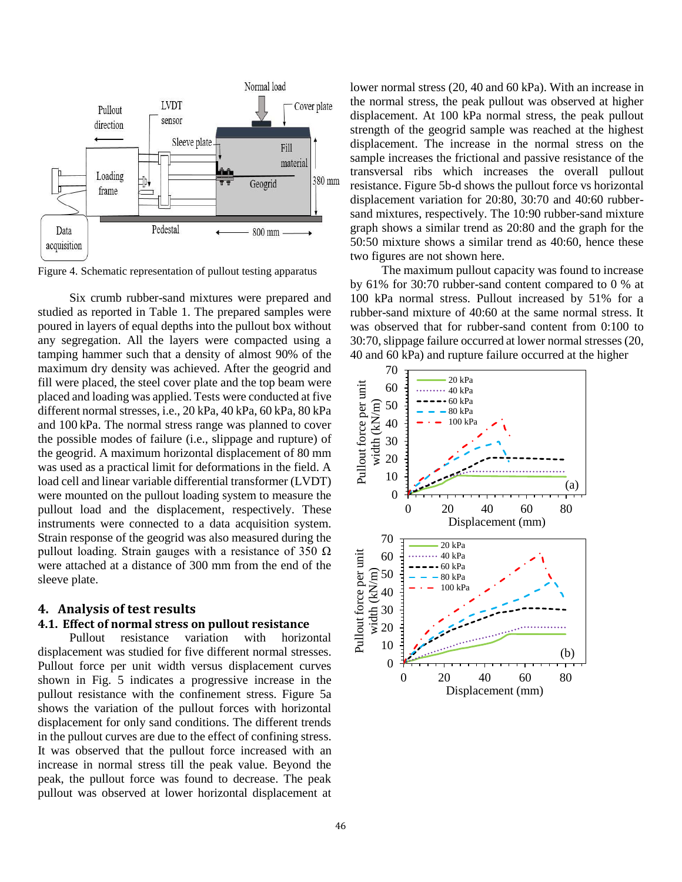Figure 4. Schematic representation of pullout testing apparatus

Six crumb rubber-sand mixtures were prepared and studied as reported in Table 1. The prepared samples were poured in layers of equal depths into the pullout box without any segregation. All the layers were compacted using a tamping hammer such that a density of almost 90% of the maximum dry density was achieved. After the geogrid and fill were placed, the steel cover plate and the top beam were placed and loading was applied. Tests were conducted at five different normal stresses, i.e., 20 kPa, 40 kPa, 60 kPa, 80 kPa and 100 kPa. The normal stress range was planned to cover the possible modes of failure (i.e., slippage and rupture) of the geogrid. A maximum horizontal displacement of 80 mm was used as a practical limit for deformations in the field. A load cell and linear variable differential transformer (LVDT) were mounted on the pullout loading system to measure the pullout load and the displacement, respectively. These instruments were connected to a data acquisition system. Strain response of the geogrid was also measured during the pullout loading. Strain gauges with a resistance of 350 Ω were attached at a distance of 300 mm from the end of the sleeve plate.

## 4. Analysis of test results

### 4.1. Effect of normal stress on pullout resistance

Pullout resistance variation with horizontal displacement was studied for five different normal stresses. Pullout force per unit width versus displacement curves shown in Fig. 5 indicates a progressive increase in the pullout resistance with the confinement stress. Figure 5a shows the variation of the pullout forces with horizontal displacement for only sand conditions. The different trends in the pullout curves are due to the effect of confining stress. It was observed that the pullout force increased with an increase in normal stress till the peak value. Beyond the peak, the pullout force was found to decrease. The peak pullout was observed at lower horizontal displacement at lower normal stress (20, 40 and 60 kPa). With an increase in the normal stress, the peak pullout was observed at higher displacement. At 100 kPa normal stress, the peak pullout strength of the geogrid sample was reached at the highest displacement. The increase in the normal stress on the sample increases the frictional and passive resistance of the transversal ribs which increases the overall pullout resistance. Figure 5b-d shows the pullout force vs horizontal displacement variation for 20:80, 30:70 and 40:60 rubber-sand mixtures, respectively. The 10:90 rubber-sand mixture graph shows a similar trend as 20:80 and the graph for the 50:50 mixture shows a similar trend as 40:60, hence these two figures are not shown here.

The maximum pullout capacity was found to increase by 61% for 30:70 rubber-sand content compared to 0 % at 100 kPa normal stress. Pullout increased by 51% for a rubber-sand mixture of 40:60 at the same normal stress. It was observed that for rubber-sand content from 0:100 to 30:70, slippage failure occurred at lower normal stresses (20, 40 and 60 kPa) and rupture failure occurred at the higher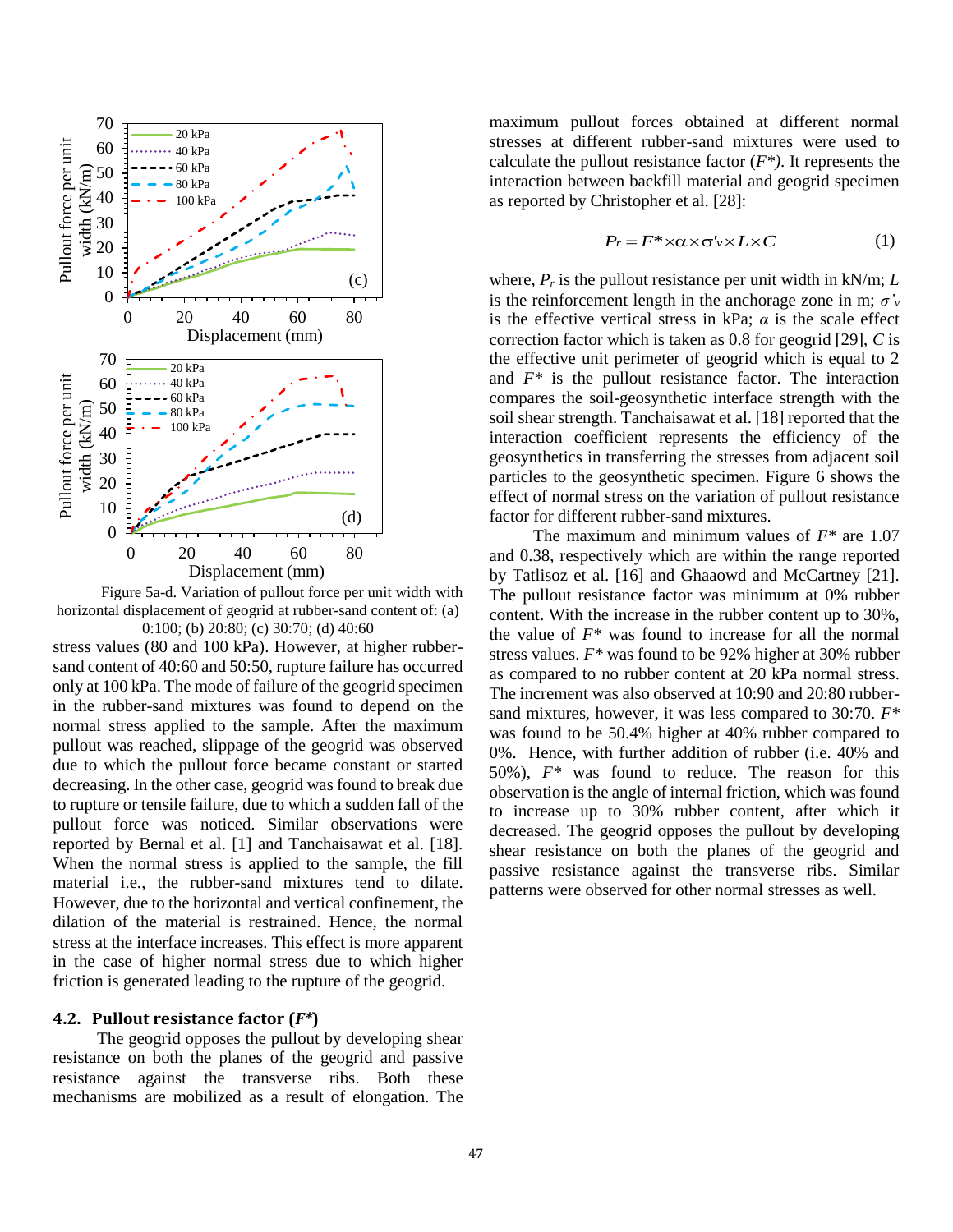Figure 5a-d. Variation of pullout force per unit width with horizontal displacement of geogrid at rubber-sand content of: (a) 0:100; (b) 20:80; (c) 30:70; (d) 40:60

stress values (80 and 100 kPa). However, at higher rubber-sand content of 40:60 and 50:50, rupture failure has occurred only at 100 kPa. The mode of failure of the geogrid specimen in the rubber-sand mixtures was found to depend on the normal stress applied to the sample. After the maximum pullout was reached, slippage of the geogrid was observed due to which the pullout force became constant or started decreasing. In the other case, geogrid was found to break due to rupture or tensile failure, due to which a sudden fall of the pullout force was noticed. Similar observations were reported by Bernal et al. [1] and Tanchaisawat et al. [18]. When the normal stress is applied to the sample, the fill material i.e., the rubber-sand mixtures tend to dilate. However, due to the horizontal and vertical confinement, the dilation of the material is restrained. Hence, the normal stress at the interface increases. This effect is more apparent in the case of higher normal stress due to which higher friction is generated leading to the rupture of the geogrid.

## 4.2. Pullout resistance factor (*F\**)

The geogrid opposes the pullout by developing shear resistance on both the planes of the geogrid and passive resistance against the transverse ribs. Both these mechanisms are mobilized as a result of elongation. The maximum pullout forces obtained at different normal stresses at different rubber-sand mixtures were used to calculate the pullout resistance factor ($F^*$). It represents the interaction between backfill material and geogrid specimen as reported by Christopher et al. [28]:

$$P_r = F^* \times \alpha \times \sigma'_v \times L \times C \qquad (1)$$

where, $P_r$ is the pullout resistance per unit width in kN/m; $L$ is the reinforcement length in the anchorage zone in m; $\sigma'_v$ is the effective vertical stress in kPa; $\alpha$ is the scale effect correction factor which is taken as 0.8 for geogrid [29], $C$ is the effective unit perimeter of geogrid which is equal to 2 and $F^*$ is the pullout resistance factor. The interaction compares the soil-geosynthetic interface strength with the soil shear strength. Tanchaisawat et al. [18] reported that the interaction coefficient represents the efficiency of the geosynthetics in transferring the stresses from adjacent soil particles to the geosynthetic specimen. Figure 6 shows the effect of normal stress on the variation of pullout resistance factor for different rubber-sand mixtures.

The maximum and minimum values of $F^*$ are 1.07 and 0.38, respectively which are within the range reported by Tatlisoz et al. [16] and Ghaaowd and McCartney [21]. The pullout resistance factor was minimum at 0% rubber content. With the increase in the rubber content up to 30%, the value of $F^*$ was found to increase for all the normal stress values. $F^*$ was found to be 92% higher at 30% rubber as compared to no rubber content at 20 kPa normal stress. The increment was also observed at 10:90 and 20:80 rubber-sand mixtures, however, it was less compared to 30:70. $F^*$ was found to be 50.4% higher at 40% rubber compared to 0%. Hence, with further addition of rubber (i.e. 40% and 50%), $F^*$ was found to reduce. The reason for this observation is the angle of internal friction, which was found to increase up to 30% rubber content, after which it decreased. The geogrid opposes the pullout by developing shear resistance on both the planes of the geogrid and passive resistance against the transverse ribs. Similar patterns were observed for other normal stresses as well.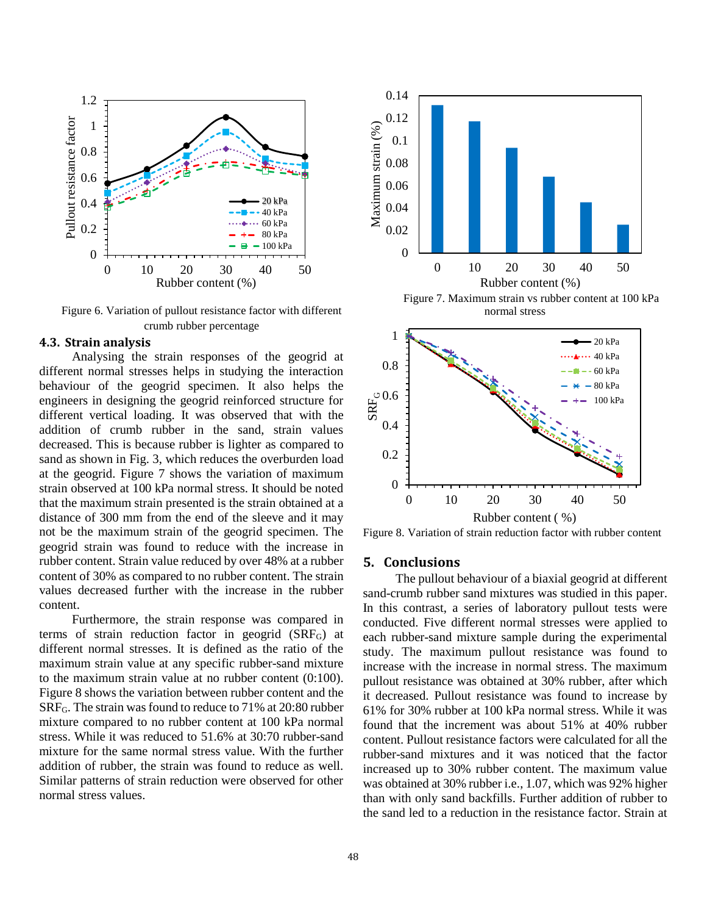Figure 6. Variation of pullout resistance factor with different crumb rubber percentage

### 4.3. Strain analysis

Analysing the strain responses of the geogrid at different normal stresses helps in studying the interaction behaviour of the geogrid specimen. It also helps the engineers in designing the geogrid reinforced structure for different vertical loading. It was observed that with the addition of crumb rubber in the sand, strain values decreased. This is because rubber is lighter as compared to sand as shown in Fig. 3, which reduces the overburden load at the geogrid. Figure 7 shows the variation of maximum strain observed at 100 kPa normal stress. It should be noted that the maximum strain presented is the strain obtained at a distance of 300 mm from the end of the sleeve and it may not be the maximum strain of the geogrid specimen. The geogrid strain was found to reduce with the increase in rubber content. Strain value reduced by over 48% at a rubber content of 30% as compared to no rubber content. The strain values decreased further with the increase in the rubber content.

Furthermore, the strain response was compared in terms of strain reduction factor in geogrid ($SRF_G$) at different normal stresses. It is defined as the ratio of the maximum strain value at any specific rubber-sand mixture to the maximum strain value at no rubber content (0:100). Figure 8 shows the variation between rubber content and the $SRF_G$. The strain was found to reduce to 71% at 20:80 rubber mixture compared to no rubber content at 100 kPa normal stress. While it was reduced to 51.6% at 30:70 rubber-sand mixture for the same normal stress value. With the further addition of rubber, the strain was found to reduce as well. Similar patterns of strain reduction were observed for other normal stress values.

Figure 7. Maximum strain vs rubber content at 100 kPa normal stress

Figure 8. Variation of strain reduction factor with rubber content

## 5. Conclusions

The pullout behaviour of a biaxial geogrid at different sand-crumb rubber sand mixtures was studied in this paper. In this contrast, a series of laboratory pullout tests were conducted. Five different normal stresses were applied to each rubber-sand mixture sample during the experimental study. The maximum pullout resistance was found to increase with the increase in normal stress. The maximum pullout resistance was obtained at 30% rubber, after which it decreased. Pullout resistance was found to increase by 61% for 30% rubber at 100 kPa normal stress. While it was found that the increment was about 51% at 40% rubber content. Pullout resistance factors were calculated for all the rubber-sand mixtures and it was noticed that the factor increased up to 30% rubber content. The maximum value was obtained at 30% rubber i.e., 1.07, which was 92% higher than with only sand backfills. Further addition of rubber to the sand led to a reduction in the resistance factor. Strain at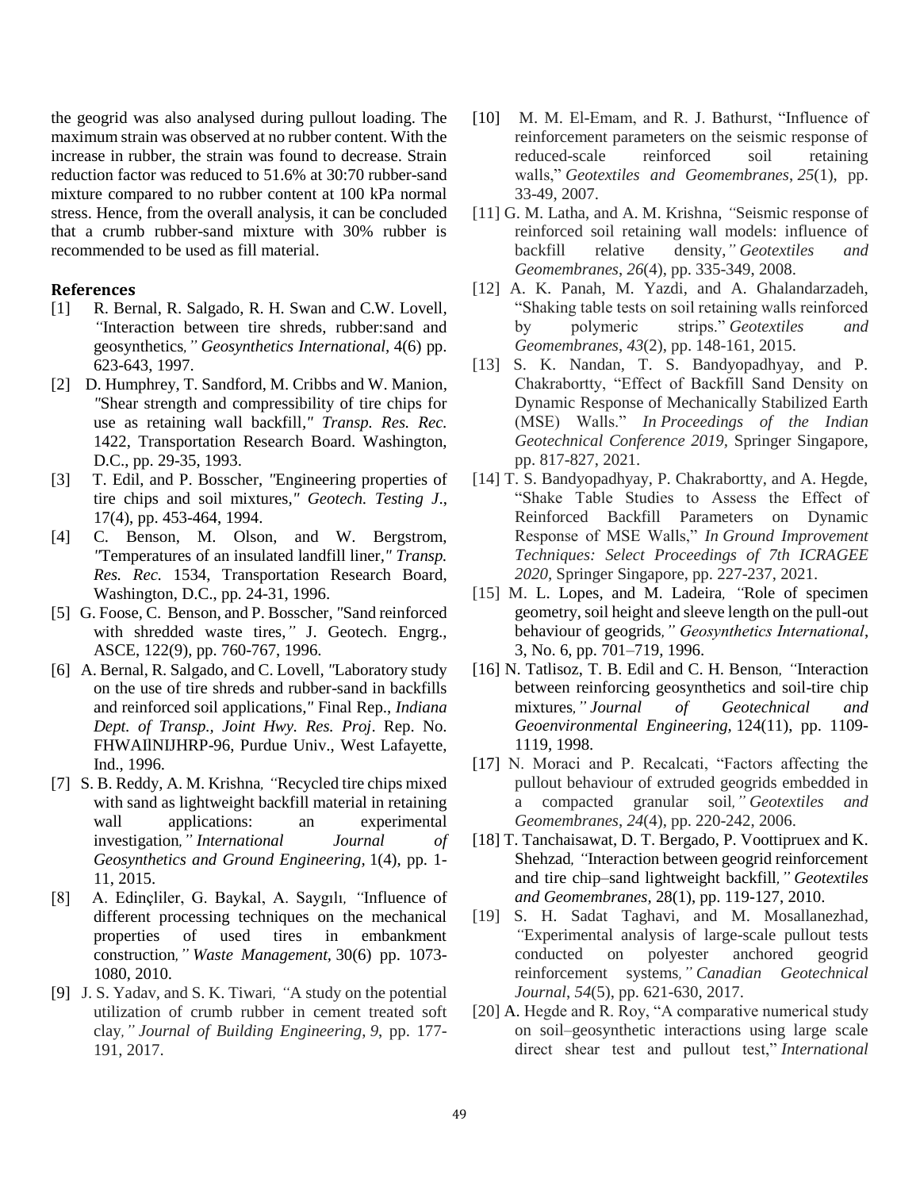the geogrid was also analysed during pullout loading. The maximum strain was observed at no rubber content. With the increase in rubber, the strain was found to decrease. Strain reduction factor was reduced to 51.6% at 30:70 rubber-sand mixture compared to no rubber content at 100 kPa normal stress. Hence, from the overall analysis, it can be concluded that a crumb rubber-sand mixture with 30% rubber is recommended to be used as fill material.

## References

[1] R. Bernal, R. Salgado, R. H. Swan and C.W. Lovell, "Interaction between tire shreds, rubber:sand and geosynthetics," *Geosynthetics International*, 4(6) pp. 623-643, 1997.

[2] D. Humphrey, T. Sandford, M. Cribbs and W. Manion, "Shear strength and compressibility of tire chips for use as retaining wall backfill," *Transp. Res. Rec.* 1422, Transportation Research Board. Washington, D.C., pp. 29-35, 1993.

[3] T. Edil, and P. Bosscher, "Engineering properties of tire chips and soil mixtures," *Geotech. Testing J*., 17(4), pp. 453-464, 1994.

[4] C. Benson, M. Olson, and W. Bergstrom, "Temperatures of an insulated landfill liner," *Transp. Res. Rec.* 1534, Transportation Research Board, Washington, D.C., pp. 24-31, 1996.

[5] G. Foose, C. Benson, and P. Bosscher, "Sand reinforced with shredded waste tires," J. Geotech. Engrg., ASCE, 122(9), pp. 760-767, 1996.

[6] A. Bernal, R. Salgado, and C. Lovell, "Laboratory study on the use of tire shreds and rubber-sand in backfills and reinforced soil applications," Final Rep., *Indiana Dept. of Transp., Joint Hwy. Res. Proj*. Rep. No. FHWAIlNIJHRP-96, Purdue Univ., West Lafayette, Ind., 1996.

[7] S. B. Reddy, A. M. Krishna, "Recycled tire chips mixed with sand as lightweight backfill material in retaining wall applications: an experimental investigation," *International Journal of Geosynthetics and Ground Engineering*, 1(4), pp. 1-11, 2015.

[8] A. Edinçliler, G. Baykal, A. Saygılı, "Influence of different processing techniques on the mechanical properties of used tires in embankment construction," *Waste Management*, 30(6) pp. 1073-1080, 2010.

[9] J. S. Yadav, and S. K. Tiwari, "A study on the potential utilization of crumb rubber in cement treated soft clay," *Journal of Building Engineering*, *9*, pp. 177-191, 2017.

[10] M. M. El-Emam, and R. J. Bathurst, "Influence of reinforcement parameters on the seismic response of reduced-scale reinforced soil retaining walls," *Geotextiles and Geomembranes*, *25*(1), pp. 33-49, 2007.

[11] G. M. Latha, and A. M. Krishna, "Seismic response of reinforced soil retaining wall models: influence of backfill relative density," *Geotextiles and Geomembranes*, *26*(4), pp. 335-349, 2008.

[12] A. K. Panah, M. Yazdi, and A. Ghalandarzadeh, "Shaking table tests on soil retaining walls reinforced by polymeric strips." *Geotextiles and Geomembranes*, *43*(2), pp. 148-161, 2015.

[13] S. K. Nandan, T. S. Bandyopadhyay, and P. Chakrabortty, "Effect of Backfill Sand Density on Dynamic Response of Mechanically Stabilized Earth (MSE) Walls." *In Proceedings of the Indian Geotechnical Conference 2019*, Springer Singapore, pp. 817-827, 2021.

[14] T. S. Bandyopadhyay, P. Chakrabortty, and A. Hegde, "Shake Table Studies to Assess the Effect of Reinforced Backfill Parameters on Dynamic Response of MSE Walls," *In Ground Improvement Techniques: Select Proceedings of 7th ICRAGEE 2020*, Springer Singapore, pp. 227-237, 2021.

[15] M. L. Lopes, and M. Ladeira, "Role of specimen geometry, soil height and sleeve length on the pull-out behaviour of geogrids," *Geosynthetics International*, 3, No. 6, pp. 701–719, 1996.

[16] N. Tatlisoz, T. B. Edil and C. H. Benson, "Interaction between reinforcing geosynthetics and soil-tire chip mixtures," *Journal of Geotechnical and Geoenvironmental Engineering*, 124(11), pp. 1109-1119, 1998.

[17] N. Moraci and P. Recalcati, "Factors affecting the pullout behaviour of extruded geogrids embedded in a compacted granular soil," *Geotextiles and Geomembranes*, *24*(4), pp. 220-242, 2006.

[18] T. Tanchaisawat, D. T. Bergado, P. Voottipruex and K. Shehzad, "Interaction between geogrid reinforcement and tire chip–sand lightweight backfill," *Geotextiles and Geomembranes*, 28(1), pp. 119-127, 2010.

[19] S. H. Sadat Taghavi, and M. Mosallanezhad, "Experimental analysis of large-scale pullout tests conducted on polyester anchored geogrid reinforcement systems," *Canadian Geotechnical Journal*, *54*(5), pp. 621-630, 2017.

[20] A. Hegde and R. Roy, "A comparative numerical study on soil–geosynthetic interactions using large scale direct shear test and pullout test," *International*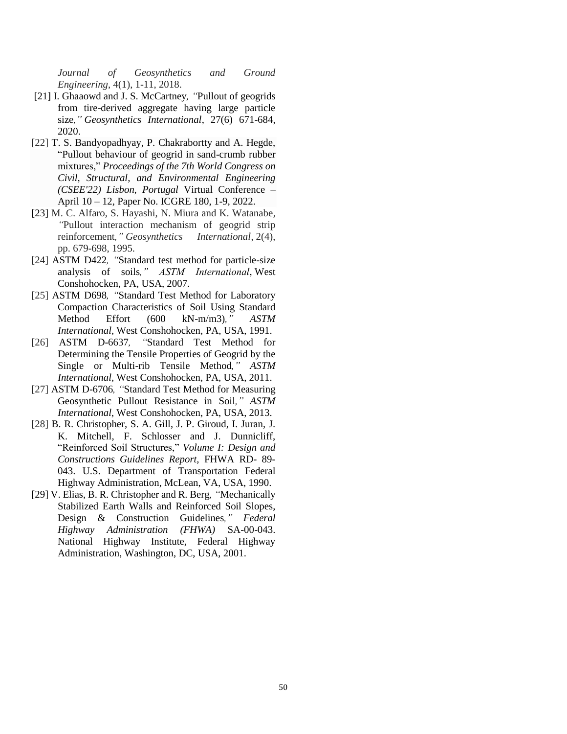*Journal of Geosynthetics and Ground Engineering*, 4(1), 1-11, 2018.

[21] I. Ghaaowd and J. S. McCartney, "Pullout of geogrids from tire-derived aggregate having large particle size," *Geosynthetics International*, 27(6) 671-684, 2020.

[22] T. S. Bandyopadhyay, P. Chakrabortty and A. Hegde, "Pullout behaviour of geogrid in sand-crumb rubber mixtures," *Proceedings of the 7th World Congress on Civil, Structural, and Environmental Engineering (CSEE'22) Lisbon, Portugal* Virtual Conference – April 10 – 12, Paper No. ICGRE 180, 1-9, 2022.

[23] M. C. Alfaro, S. Hayashi, N. Miura and K. Watanabe, "Pullout interaction mechanism of geogrid strip reinforcement," *Geosynthetics International*, 2(4), pp. 679-698, 1995.

[24] ASTM D422, "Standard test method for particle-size analysis of soils," *ASTM International*, West Conshohocken, PA, USA, 2007.

[25] ASTM D698, "Standard Test Method for Laboratory Compaction Characteristics of Soil Using Standard Method Effort (600 kN-m/m3)," *ASTM International*, West Conshohocken, PA, USA, 1991.

[26] ASTM D-6637, "Standard Test Method for Determining the Tensile Properties of Geogrid by the Single or Multi-rib Tensile Method," *ASTM International*, West Conshohocken, PA, USA, 2011.

[27] ASTM D-6706, "Standard Test Method for Measuring Geosynthetic Pullout Resistance in Soil," *ASTM International*, West Conshohocken, PA, USA, 2013.

[28] B. R. Christopher, S. A. Gill, J. P. Giroud, I. Juran, J. K. Mitchell, F. Schlosser and J. Dunnicliff, "Reinforced Soil Structures," *Volume I: Design and Constructions Guidelines Report,* FHWA RD- 89-043. U.S. Department of Transportation Federal Highway Administration, McLean, VA, USA, 1990.

[29] V. Elias, B. R. Christopher and R. Berg, "Mechanically Stabilized Earth Walls and Reinforced Soil Slopes, Design & Construction Guidelines," *Federal Highway Administration (FHWA)* SA-00-043. National Highway Institute, Federal Highway Administration, Washington, DC, USA, 2001.